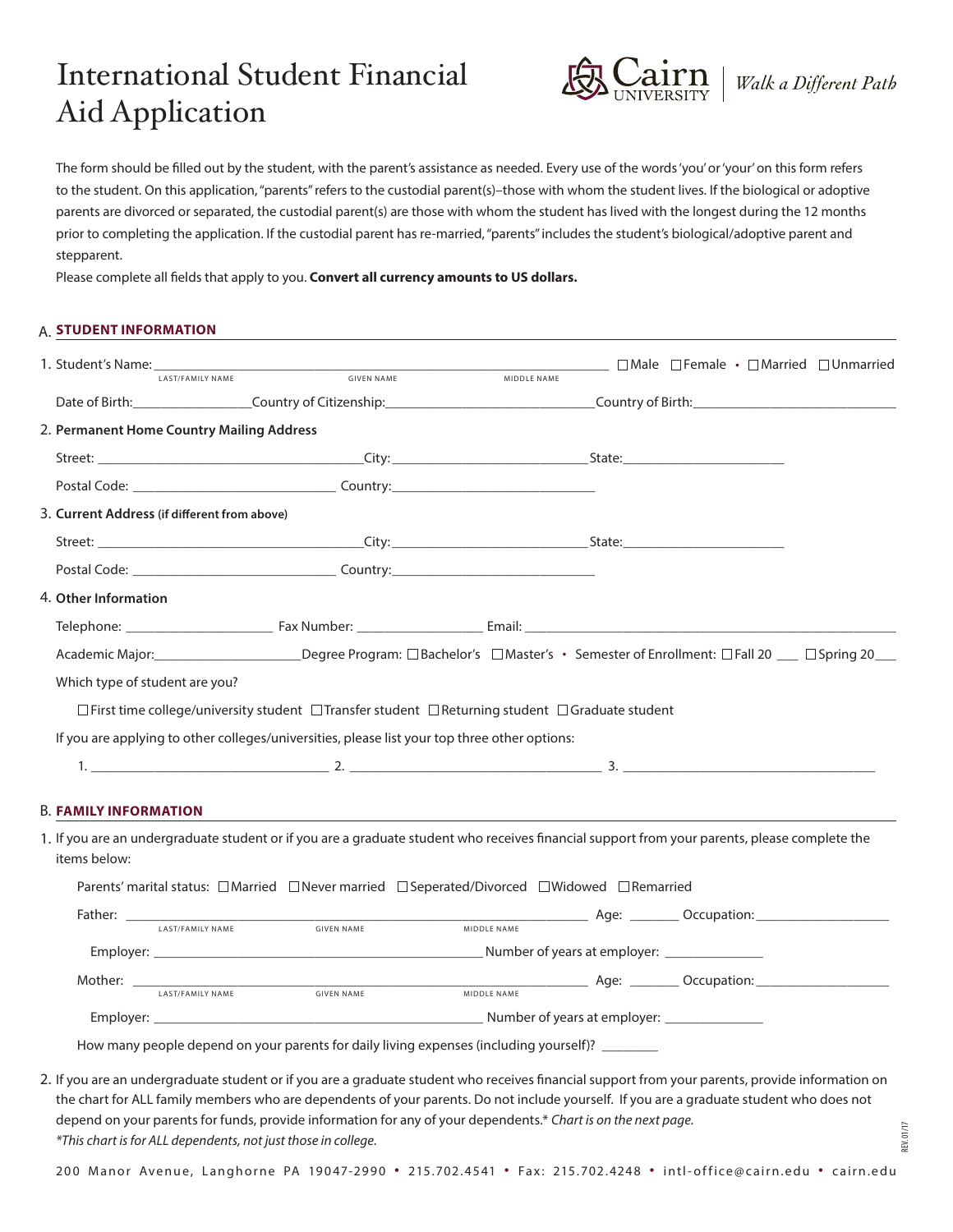# International Student Financial Aid Application

Cairn UNIVERSITY | *Walk a Different Path*

The form should be filled out by the student, with the parent's assistance as needed. Every use of the words 'you' or 'your' on this form refers to the student. On this application, "parents" refers to the custodial parent(s)–those with whom the student lives. If the biological or adoptive parents are divorced or separated, the custodial parent(s) are those with whom the student has lived with the longest during the 12 months prior to completing the application. If the custodial parent has re-married, "parents" includes the student's biological/adoptive parent and stepparent.

Please complete all fields that apply to you. **Convert all currency amounts to US dollars.**

## A. STUDENT INFORMATION

1. Student's Name: ______________________________ ☐Male ☐Female • ☐Married ☐Unmarried
   LAST/FAMILY NAME GIVEN NAME MIDDLE NAME

   Date of Birth:________________ Country of Citizenship:____________________________ Country of Birth:____________________________

2. **Permanent Home Country Mailing Address**

   Street: ____________________________ City:____________________________ State:______________________

   Postal Code: ____________________________ Country:____________________________

3. **Current Address** **(if different from above)**

   Street: ____________________________ City:____________________________ State:______________________

   Postal Code: ____________________________ Country:____________________________

4. **Other Information**

   Telephone: ____________________ Fax Number: __________________ Email: ____________________________

   Academic Major:____________________ Degree Program: ☐Bachelor's ☐Master's • Semester of Enrollment: ☐Fall 20 ___ ☐Spring 20___

   Which type of student are you?

   ☐First time college/university student ☐Transfer student ☐Returning student ☐Graduate student

   If you are applying to other colleges/universities, please list your top three other options:

   1. ______________________________ 2. ______________________________ 3. ______________________________

## B. FAMILY INFORMATION

1. If you are an undergraduate student or if you are a graduate student who receives financial support from your parents, please complete the items below:

   Parents' marital status: ☐Married ☐Never married ☐Seperated/Divorced ☐Widowed ☐Remarried

   Father: ____________________________________________ Age: _______ Occupation:___________________
   LAST/FAMILY NAME GIVEN NAME MIDDLE NAME

   Employer: ______________________________________________ Number of years at employer: ______________

   Mother: ____________________________________________ Age: _______ Occupation:___________________
   LAST/FAMILY NAME GIVEN NAME MIDDLE NAME

   Employer: ______________________________________________ Number of years at employer: ______________

   How many people depend on your parents for daily living expenses (including yourself)? ________

2. If you are an undergraduate student or if you are a graduate student who receives financial support from your parents, provide information on the chart for ALL family members who are dependents of your parents. Do not include yourself. If you are a graduate student who does not depend on your parents for funds, provide information for any of your dependents.* *Chart is on the next page.*
   *\*This chart is for ALL dependents, not just those in college.*

200 Manor Avenue, Langhorne PA 19047-2990 • 215.702.4541 • Fax: 215.702.4248 • intl-office@cairn.edu • cairn.edu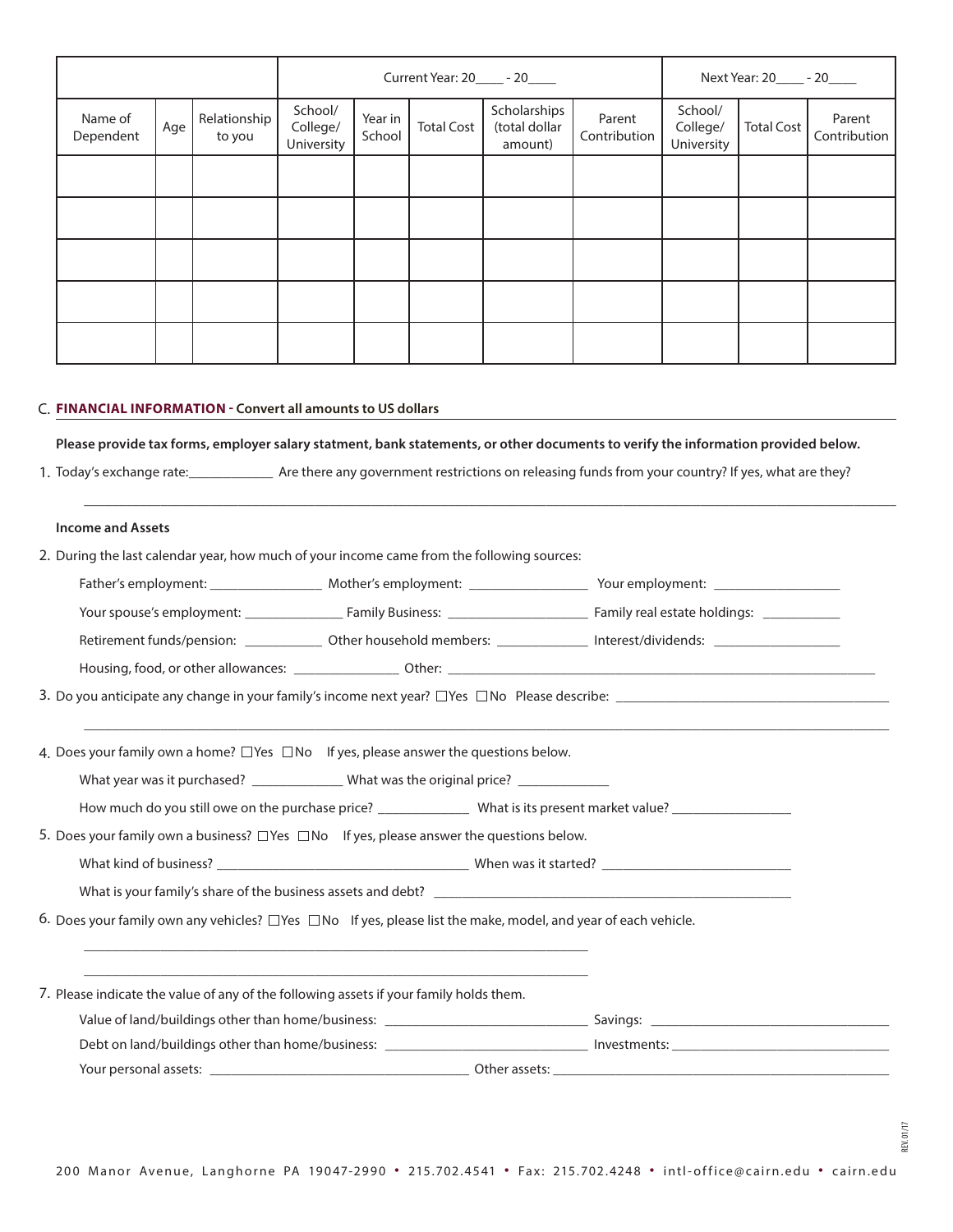| | | | Current Year: 20____ - 20____ | | | | | Next Year: 20____ - 20____ | | |
|---|---|---|---|---|---|---|---|---|---|---|
| Name of Dependent | Age | Relationship to you | School/ College/ University | Year in School | Total Cost | Scholarships (total dollar amount) | Parent Contribution | School/ College/ University | Total Cost | Parent Contribution |
| | | | | | | | | | | |
| | | | | | | | | | | |
| | | | | | | | | | | |
| | | | | | | | | | | |
| | | | | | | | | | | |

## C. FINANCIAL INFORMATION - Convert all amounts to US dollars

**Please provide tax forms, employer salary statment, bank statements, or other documents to verify the information provided below.**

1. Today's exchange rate:____________ Are there any government restrictions on releasing funds from your country? If yes, what are they?

______________________________________________________________________________________________

**Income and Assets**

2. During the last calendar year, how much of your income came from the following sources:

   Father's employment: _______________ Mother's employment: ________________ Your employment: _________________

   Your spouse's employment: ______________ Family Business: ___________________ Family real estate holdings: ___________

   Retirement funds/pension: ___________ Other household members: _____________ Interest/dividends: _________________

   Housing, food, or other allowances: _______________ Other: ___________________________________________________________

3. Do you anticipate any change in your family's income next year? ☐Yes ☐No Please describe: ________________________________________

______________________________________________________________________________________________

4. Does your family own a home? ☐Yes ☐No If yes, please answer the questions below.

   What year was it purchased? _____________ What was the original price? _____________

   How much do you still owe on the purchase price? _____________ What is its present market value? ________________

5. Does your family own a business? ☐Yes ☐No If yes, please answer the questions below.

   What kind of business? ___________________________________ When was it started? ___________________________

   What is your family's share of the business assets and debt? __________________________________________________

6. Does your family own any vehicles? ☐Yes ☐No If yes, please list the make, model, and year of each vehicle.

______________________________________________________________________

______________________________________________________________________

7. Please indicate the value of any of the following assets if your family holds them.

   Value of land/buildings other than home/business: ____________________________ Savings: _________________________________

   Debt on land/buildings other than home/business: ____________________________ Investments: ______________________________

   Your personal assets: ____________________________________ Other assets: _______________________________________________

REV. 01/17

200 Manor Avenue, Langhorne PA 19047-2990 • 215.702.4541 • Fax: 215.702.4248 • intl-office@cairn.edu • cairn.edu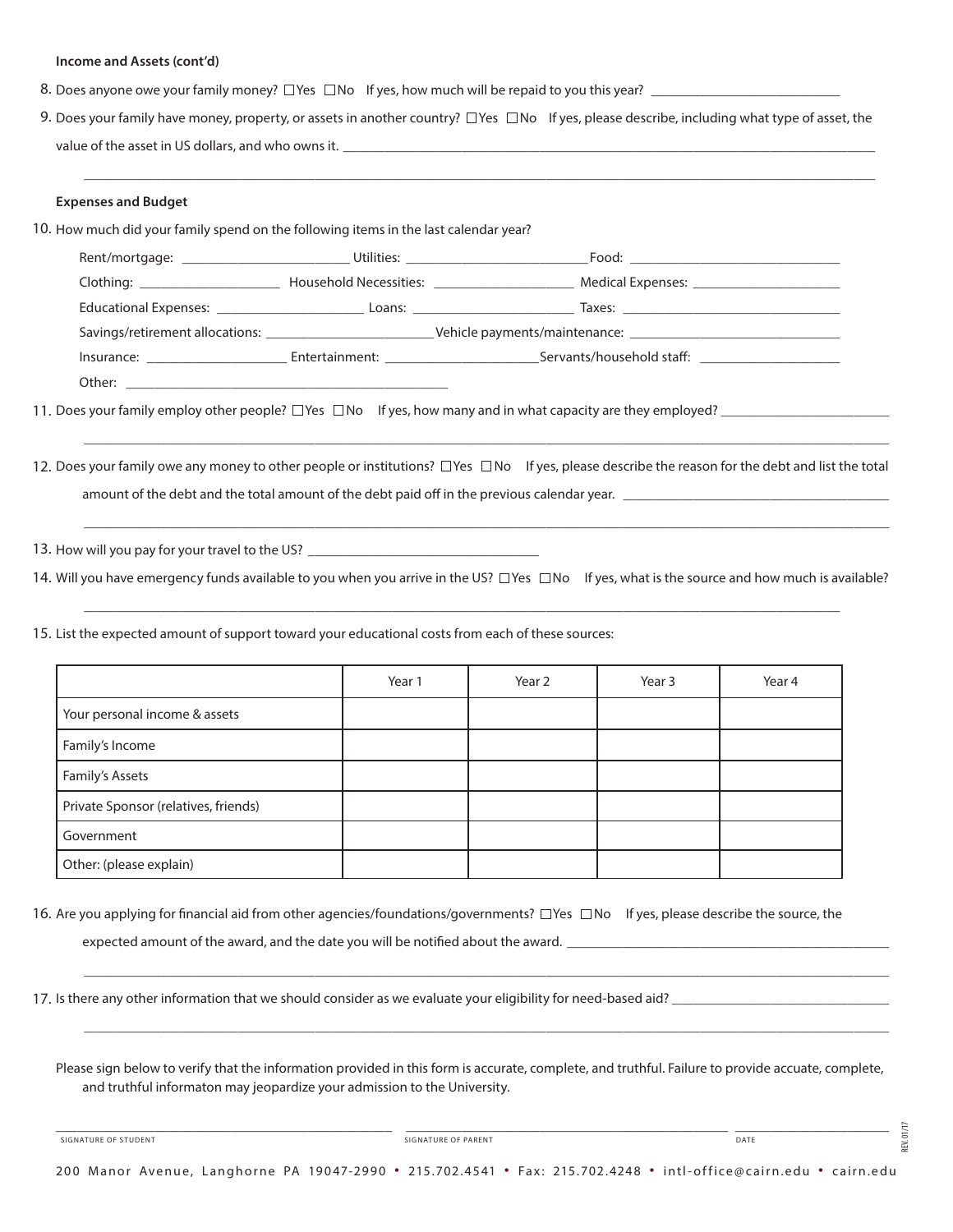**Income and Assets (cont'd)**

8. Does anyone owe your family money? ☐Yes ☐No If yes, how much will be repaid to you this year? ___________________________

9. Does your family have money, property, or assets in another country? ☐Yes ☐No If yes, please describe, including what type of asset, the value of the asset in US dollars, and who owns it. ___________________________

___________________________

**Expenses and Budget**

10. How much did your family spend on the following items in the last calendar year?

    Rent/mortgage: ___________ Utilities: ___________ Food: ___________

    Clothing: ___________ Household Necessities: ___________ Medical Expenses: ___________

    Educational Expenses: ___________ Loans: ___________ Taxes: ___________

    Savings/retirement allocations: ___________ Vehicle payments/maintenance: ___________

    Insurance: ___________ Entertainment: ___________ Servants/household staff: ___________

    Other: ___________

11. Does your family employ other people? ☐Yes ☐No If yes, how many and in what capacity are they employed? ___________________________

___________________________

12. Does your family owe any money to other people or institutions? ☐Yes ☐No If yes, please describe the reason for the debt and list the total amount of the debt and the total amount of the debt paid off in the previous calendar year. ___________________________

___________________________

13. How will you pay for your travel to the US? ___________________________

14. Will you have emergency funds available to you when you arrive in the US? ☐Yes ☐No If yes, what is the source and how much is available?

___________________________

15. List the expected amount of support toward your educational costs from each of these sources:

| | Year 1 | Year 2 | Year 3 | Year 4 |
|---|---|---|---|---|
| Your personal income & assets | | | | |
| Family's Income | | | | |
| Family's Assets | | | | |
| Private Sponsor (relatives, friends) | | | | |
| Government | | | | |
| Other: (please explain) | | | | |

16. Are you applying for financial aid from other agencies/foundations/governments? ☐Yes ☐No If yes, please describe the source, the expected amount of the award, and the date you will be notified about the award. ___________________________

___________________________

17. Is there any other information that we should consider as we evaluate your eligibility for need-based aid? ___________________________

___________________________

Please sign below to verify that the information provided in this form is accurate, complete, and truthful. Failure to provide accuate, complete, and truthful informaton may jeopardize your admission to the University.

___________________________ ___________________________ ___________________________

SIGNATURE OF STUDENT SIGNATURE OF PARENT DATE

REV. 01/17

200 Manor Avenue, Langhorne PA 19047-2990 • 215.702.4541 • Fax: 215.702.4248 • intl-office@cairn.edu • cairn.edu